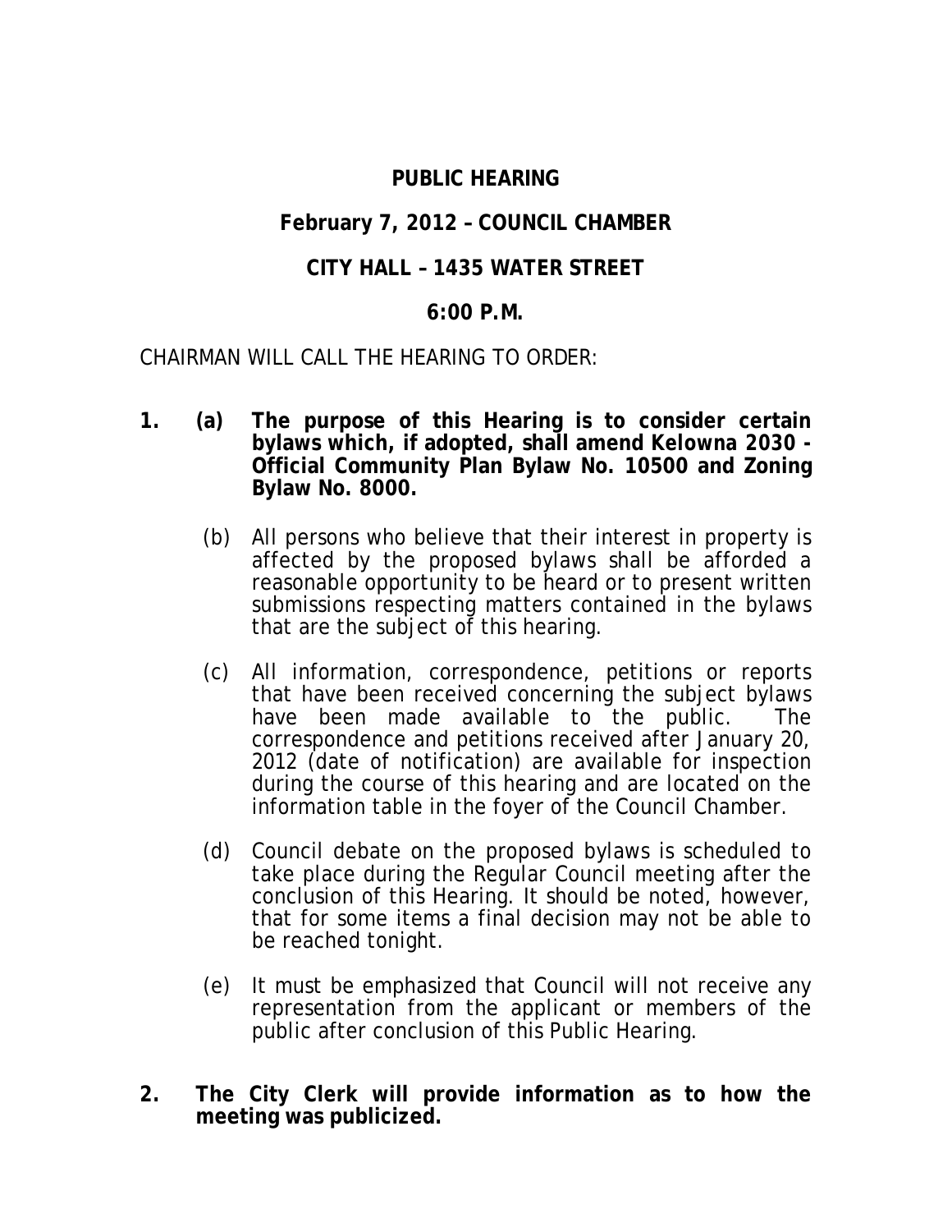# PUBLIC HEARING

## February 7, 2012 – COUNCIL CHAMBER

## CITY HALL – 1435 WATER STREET

## 6:00 P.M.

CHAIRMAN WILL CALL THE HEARING TO ORDER:

1. **(a) The purpose of this Hearing is to consider certain bylaws which, if adopted, shall amend Kelowna 2030 - Official Community Plan Bylaw No. 10500 and Zoning Bylaw No. 8000.**

   (b) All persons who believe that their interest in property is affected by the proposed bylaws shall be afforded a reasonable opportunity to be heard or to present written submissions respecting matters contained in the bylaws that are the subject of this hearing.

   (c) All information, correspondence, petitions or reports that have been received concerning the subject bylaws have been made available to the public. The correspondence and petitions received after January 20, 2012 (date of notification) are available for inspection during the course of this hearing and are located on the information table in the foyer of the Council Chamber.

   (d) Council debate on the proposed bylaws is scheduled to take place during the Regular Council meeting after the conclusion of this Hearing. It should be noted, however, that for some items a final decision may not be able to be reached tonight.

   (e) It must be emphasized that Council will not receive any representation from the applicant or members of the public after conclusion of this Public Hearing.

2. **The City Clerk will provide information as to how the meeting was publicized.**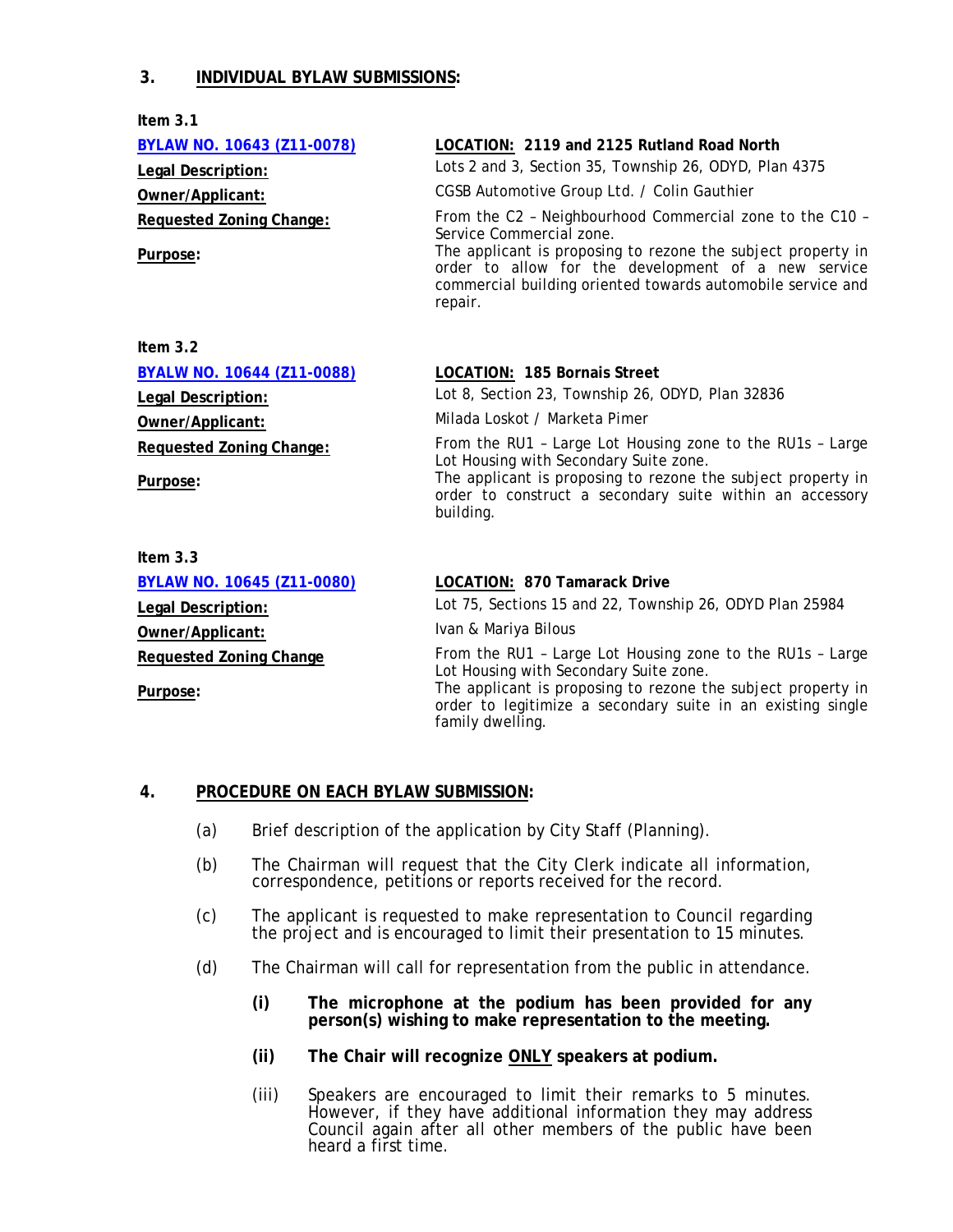## 3. INDIVIDUAL BYLAW SUBMISSIONS:

**Item 3.1**

**BYLAW NO. 10643 (Z11-0078)** — **LOCATION: 2119 and 2125 Rutland Road North**

**Legal Description:** Lots 2 and 3, Section 35, Township 26, ODYD, Plan 4375

**Owner/Applicant:** CGSB Automotive Group Ltd. / Colin Gauthier

**Requested Zoning Change:** From the C2 – Neighbourhood Commercial zone to the C10 – Service Commercial zone.

**Purpose:** The applicant is proposing to rezone the subject property in order to allow for the development of a new service commercial building oriented towards automobile service and repair.

**Item 3.2**

**BYALW NO. 10644 (Z11-0088)** — **LOCATION: 185 Bornais Street**

**Legal Description:** Lot 8, Section 23, Township 26, ODYD, Plan 32836

**Owner/Applicant:** Milada Loskot / Marketa Pimer

**Requested Zoning Change:** From the RU1 – Large Lot Housing zone to the RU1s – Large Lot Housing with Secondary Suite zone.

**Purpose:** The applicant is proposing to rezone the subject property in order to construct a secondary suite within an accessory building.

**Item 3.3**

**BYLAW NO. 10645 (Z11-0080)** — **LOCATION: 870 Tamarack Drive**

**Legal Description:** Lot 75, Sections 15 and 22, Township 26, ODYD Plan 25984

**Owner/Applicant:** Ivan & Mariya Bilous

**Requested Zoning Change** From the RU1 – Large Lot Housing zone to the RU1s – Large Lot Housing with Secondary Suite zone.

**Purpose:** The applicant is proposing to rezone the subject property in order to legitimize a secondary suite in an existing single family dwelling.

## 4. PROCEDURE ON EACH BYLAW SUBMISSION:

(a) Brief description of the application by City Staff (Planning).

(b) The Chairman will request that the City Clerk indicate all information, correspondence, petitions or reports received for the record.

(c) The applicant is requested to make representation to Council regarding the project and is encouraged to limit their presentation to 15 minutes.

(d) The Chairman will call for representation from the public in attendance.

   **(i) The microphone at the podium has been provided for any person(s) wishing to make representation to the meeting.**

   **(ii) The Chair will recognize ONLY speakers at podium.**

   (iii) Speakers are encouraged to limit their remarks to 5 minutes. However, if they have additional information they may address Council again after all other members of the public have been heard a first time.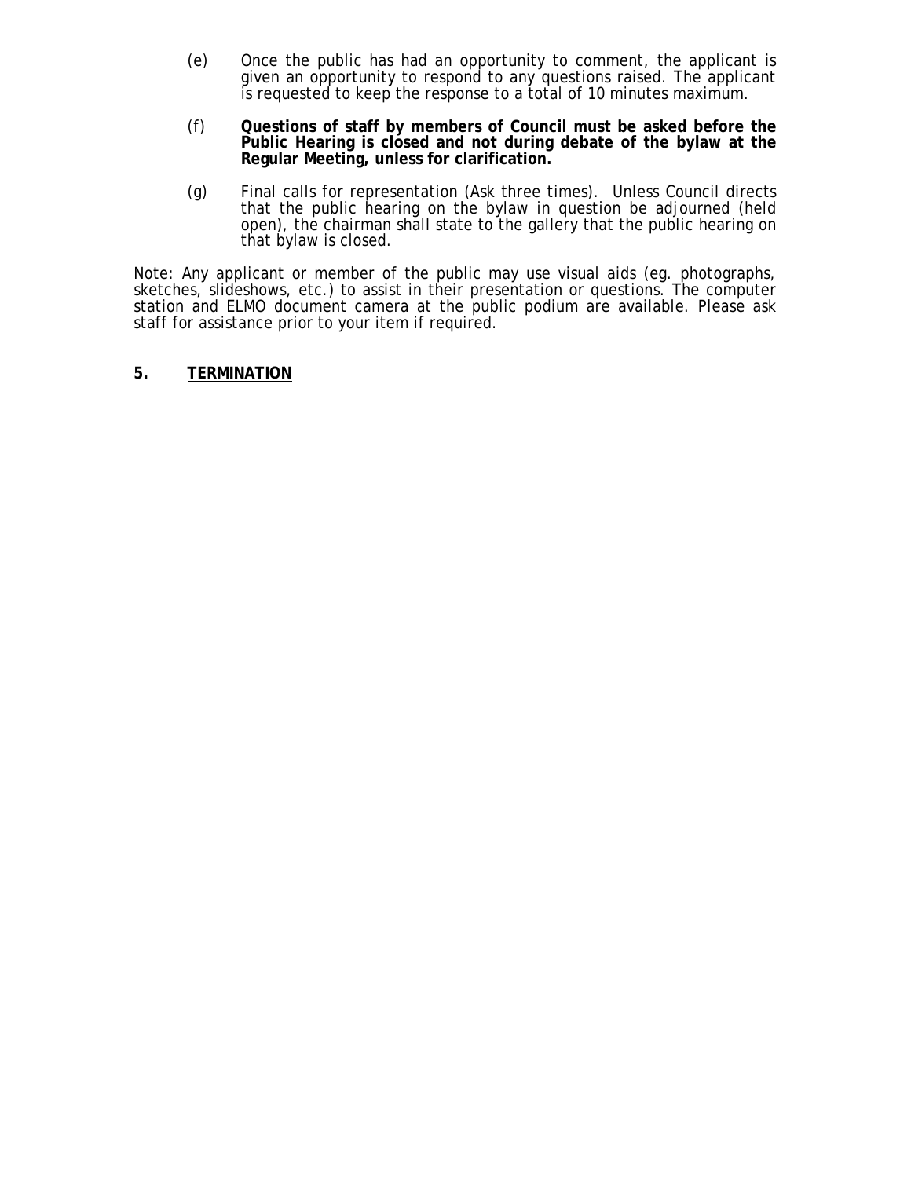(e) Once the public has had an opportunity to comment, the applicant is given an opportunity to respond to any questions raised. The applicant is requested to keep the response to a total of 10 minutes maximum.

(f) **Questions of staff by members of Council must be asked before the Public Hearing is closed and not during debate of the bylaw at the Regular Meeting, unless for clarification.**

(g) Final calls for representation (Ask three times). Unless Council directs that the public hearing on the bylaw in question be adjourned (held open), the chairman shall state to the gallery that the public hearing on that bylaw is closed.

Note: Any applicant or member of the public may use visual aids (eg. photographs, sketches, slideshows, etc.) to assist in their presentation or questions. The computer station and ELMO document camera at the public podium are available. Please ask staff for assistance prior to your item if required.

## 5. TERMINATION